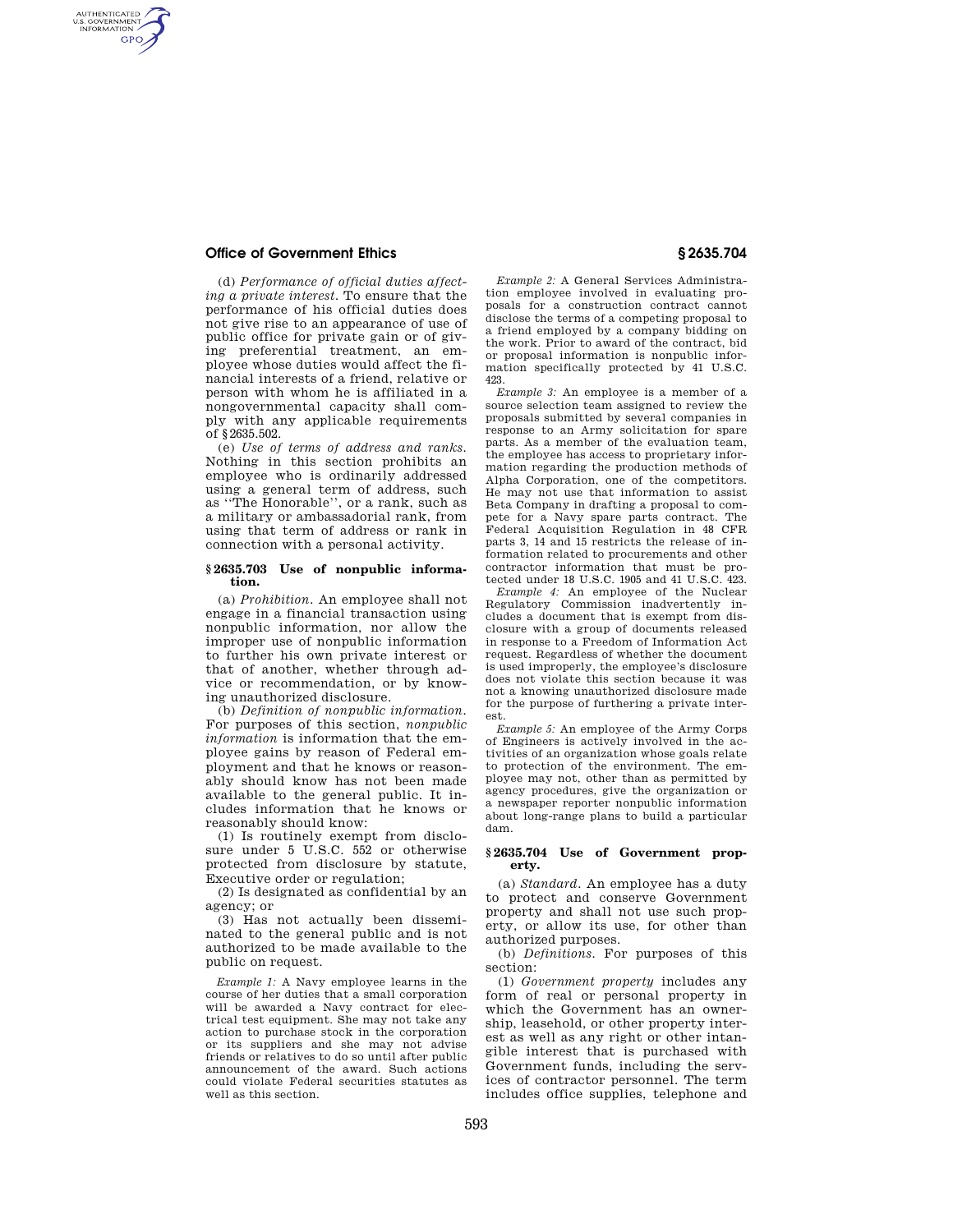(d) *Performance of official duties affecting a private interest.* To ensure that the performance of his official duties does not give rise to an appearance of use of public office for private gain or of giving preferential treatment, an employee whose duties would affect the financial interests of a friend, relative or person with whom he is affiliated in a nongovernmental capacity shall comply with any applicable requirements of §2635.502.

(e) *Use of terms of address and ranks.* Nothing in this section prohibits an employee who is ordinarily addressed using a general term of address, such as ''The Honorable'', or a rank, such as a military or ambassadorial rank, from using that term of address or rank in connection with a personal activity.

### §2635.703 Use of nonpublic information.

(a) *Prohibition.* An employee shall not engage in a financial transaction using nonpublic information, nor allow the improper use of nonpublic information to further his own private interest or that of another, whether through advice or recommendation, or by knowing unauthorized disclosure.

(b) *Definition of nonpublic information.* For purposes of this section, *nonpublic information* is information that the employee gains by reason of Federal employment and that he knows or reasonably should know has not been made available to the general public. It includes information that he knows or reasonably should know:

(1) Is routinely exempt from disclosure under 5 U.S.C. 552 or otherwise protected from disclosure by statute, Executive order or regulation;

(2) Is designated as confidential by an agency; or

(3) Has not actually been disseminated to the general public and is not authorized to be made available to the public on request.

*Example 1:* A Navy employee learns in the course of her duties that a small corporation will be awarded a Navy contract for electrical test equipment. She may not take any action to purchase stock in the corporation or its suppliers and she may not advise friends or relatives to do so until after public announcement of the award. Such actions could violate Federal securities statutes as well as this section.

*Example 2:* A General Services Administration employee involved in evaluating proposals for a construction contract cannot disclose the terms of a competing proposal to a friend employed by a company bidding on the work. Prior to award of the contract, bid or proposal information is nonpublic information specifically protected by 41 U.S.C. 423.

*Example 3:* An employee is a member of a source selection team assigned to review the proposals submitted by several companies in response to an Army solicitation for spare parts. As a member of the evaluation team, the employee has access to proprietary information regarding the production methods of Alpha Corporation, one of the competitors. He may not use that information to assist Beta Company in drafting a proposal to compete for a Navy spare parts contract. The Federal Acquisition Regulation in 48 CFR parts 3, 14 and 15 restricts the release of information related to procurements and other contractor information that must be protected under 18 U.S.C. 1905 and 41 U.S.C. 423.

*Example 4:* An employee of the Nuclear Regulatory Commission inadvertently includes a document that is exempt from disclosure with a group of documents released in response to a Freedom of Information Act request. Regardless of whether the document is used improperly, the employee's disclosure does not violate this section because it was not a knowing unauthorized disclosure made for the purpose of furthering a private interest.

*Example 5:* An employee of the Army Corps of Engineers is actively involved in the activities of an organization whose goals relate to protection of the environment. The employee may not, other than as permitted by agency procedures, give the organization or a newspaper reporter nonpublic information about long-range plans to build a particular dam.

### §2635.704 Use of Government property.

(a) *Standard.* An employee has a duty to protect and conserve Government property and shall not use such property, or allow its use, for other than authorized purposes.

(b) *Definitions.* For purposes of this section:

(1) *Government property* includes any form of real or personal property in which the Government has an ownership, leasehold, or other property interest as well as any right or other intangible interest that is purchased with Government funds, including the services of contractor personnel. The term includes office supplies, telephone and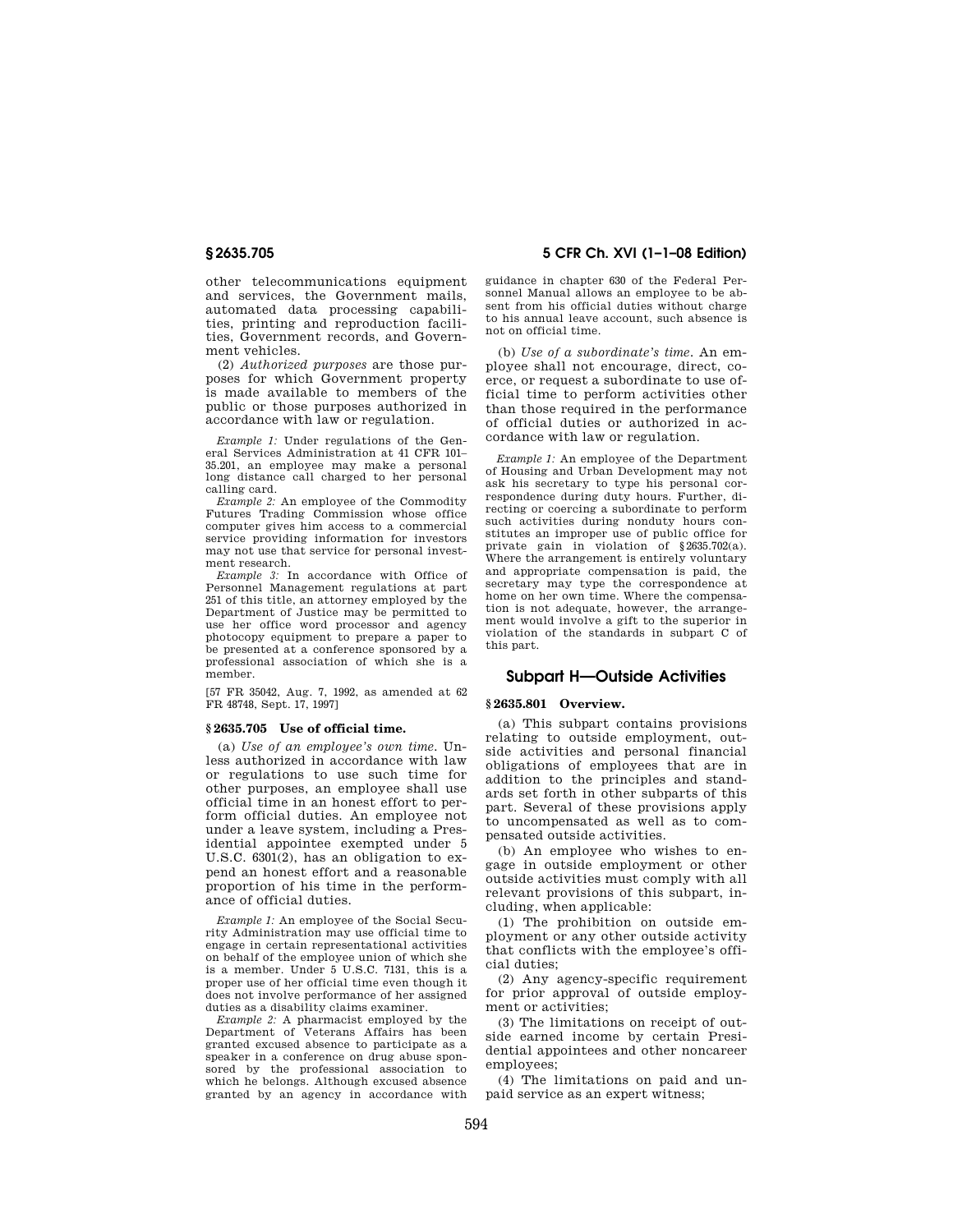other telecommunications equipment and services, the Government mails, automated data processing capabilities, printing and reproduction facilities, Government records, and Government vehicles.

(2) *Authorized purposes* are those purposes for which Government property is made available to members of the public or those purposes authorized in accordance with law or regulation.

*Example 1:* Under regulations of the General Services Administration at 41 CFR 101–35.201, an employee may make a personal long distance call charged to her personal calling card.

*Example 2:* An employee of the Commodity Futures Trading Commission whose office computer gives him access to a commercial service providing information for investors may not use that service for personal investment research.

*Example 3:* In accordance with Office of Personnel Management regulations at part 251 of this title, an attorney employed by the Department of Justice may be permitted to use her office word processor and agency photocopy equipment to prepare a paper to be presented at a conference sponsored by a professional association of which she is a member.

[57 FR 35042, Aug. 7, 1992, as amended at 62 FR 48748, Sept. 17, 1997]

### § 2635.705 Use of official time.

(a) *Use of an employee's own time.* Unless authorized in accordance with law or regulations to use such time for other purposes, an employee shall use official time in an honest effort to perform official duties. An employee not under a leave system, including a Presidential appointee exempted under 5 U.S.C. 6301(2), has an obligation to expend an honest effort and a reasonable proportion of his time in the performance of official duties.

*Example 1:* An employee of the Social Security Administration may use official time to engage in certain representational activities on behalf of the employee union of which she is a member. Under 5 U.S.C. 7131, this is a proper use of her official time even though it does not involve performance of her assigned duties as a disability claims examiner.

*Example 2:* A pharmacist employed by the Department of Veterans Affairs has been granted excused absence to participate as a speaker in a conference on drug abuse sponsored by the professional association to which he belongs. Although excused absence granted by an agency in accordance with guidance in chapter 630 of the Federal Personnel Manual allows an employee to be absent from his official duties without charge to his annual leave account, such absence is not on official time.

(b) *Use of a subordinate's time.* An employee shall not encourage, direct, coerce, or request a subordinate to use official time to perform activities other than those required in the performance of official duties or authorized in accordance with law or regulation.

*Example 1:* An employee of the Department of Housing and Urban Development may not ask his secretary to type his personal correspondence during duty hours. Further, directing or coercing a subordinate to perform such activities during nonduty hours constitutes an improper use of public office for private gain in violation of § 2635.702(a). Where the arrangement is entirely voluntary and appropriate compensation is paid, the secretary may type the correspondence at home on her own time. Where the compensation is not adequate, however, the arrangement would involve a gift to the superior in violation of the standards in subpart C of this part.

## Subpart H—Outside Activities

### § 2635.801 Overview.

(a) This subpart contains provisions relating to outside employment, outside activities and personal financial obligations of employees that are in addition to the principles and standards set forth in other subparts of this part. Several of these provisions apply to uncompensated as well as to compensated outside activities.

(b) An employee who wishes to engage in outside employment or other outside activities must comply with all relevant provisions of this subpart, including, when applicable:

(1) The prohibition on outside employment or any other outside activity that conflicts with the employee's official duties;

(2) Any agency-specific requirement for prior approval of outside employment or activities;

(3) The limitations on receipt of outside earned income by certain Presidential appointees and other noncareer employees;

(4) The limitations on paid and unpaid service as an expert witness;